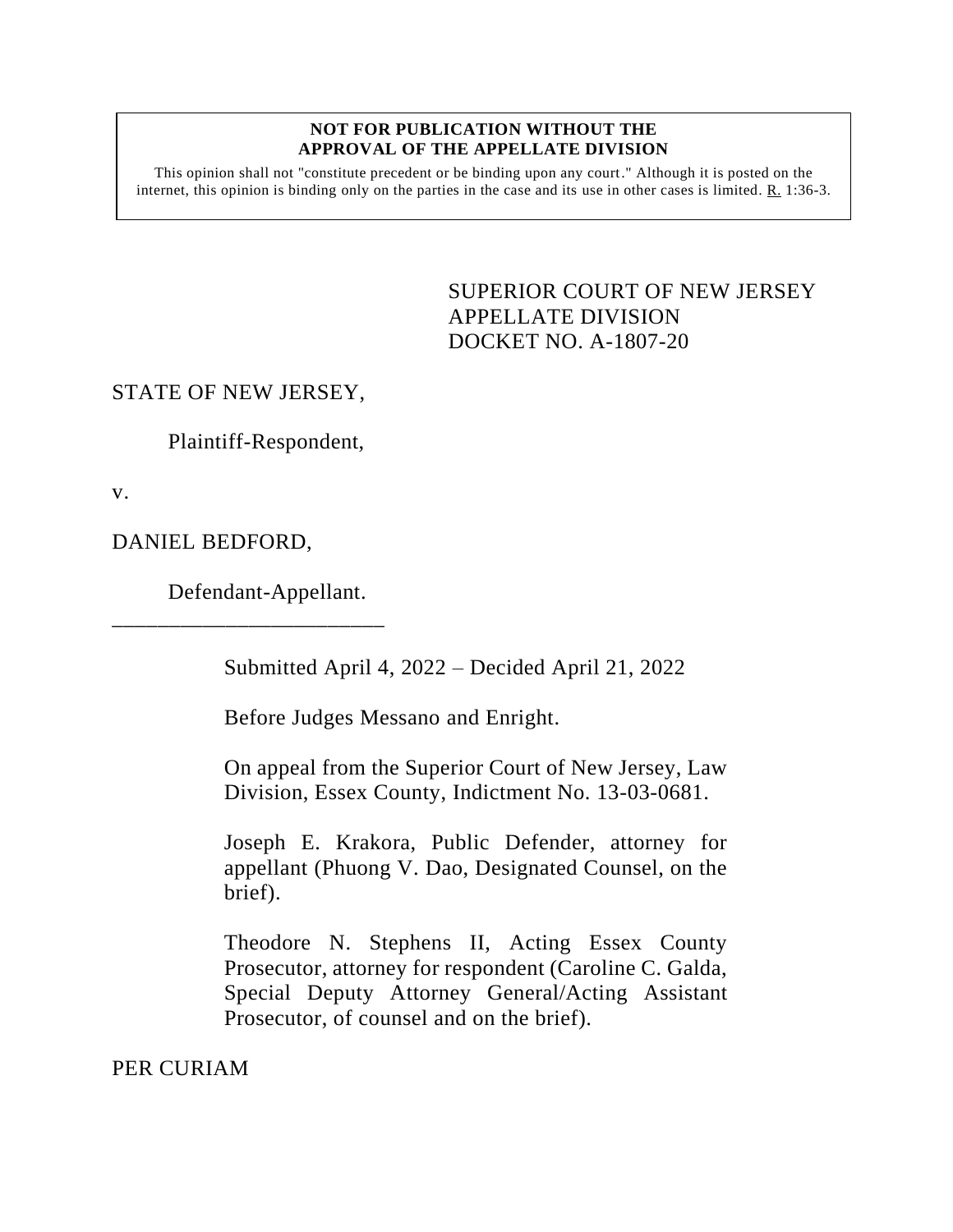**NOT FOR PUBLICATION WITHOUT THE APPROVAL OF THE APPELLATE DIVISION**

This opinion shall not "constitute precedent or be binding upon any court." Although it is posted on the internet, this opinion is binding only on the parties in the case and its use in other cases is limited. R. 1:36-3.

SUPERIOR COURT OF NEW JERSEY
APPELLATE DIVISION
DOCKET NO. A-1807-20

STATE OF NEW JERSEY,

Plaintiff-Respondent,

v.

DANIEL BEDFORD,

Defendant-Appellant.

\_\_\_\_\_\_\_\_\_\_\_\_\_\_\_\_\_\_\_\_\_\_\_\_\_\_

Submitted April 4, 2022 – Decided April 21, 2022

Before Judges Messano and Enright.

On appeal from the Superior Court of New Jersey, Law Division, Essex County, Indictment No. 13-03-0681.

Joseph E. Krakora, Public Defender, attorney for appellant (Phuong V. Dao, Designated Counsel, on the brief).

Theodore N. Stephens II, Acting Essex County Prosecutor, attorney for respondent (Caroline C. Galda, Special Deputy Attorney General/Acting Assistant Prosecutor, of counsel and on the brief).

PER CURIAM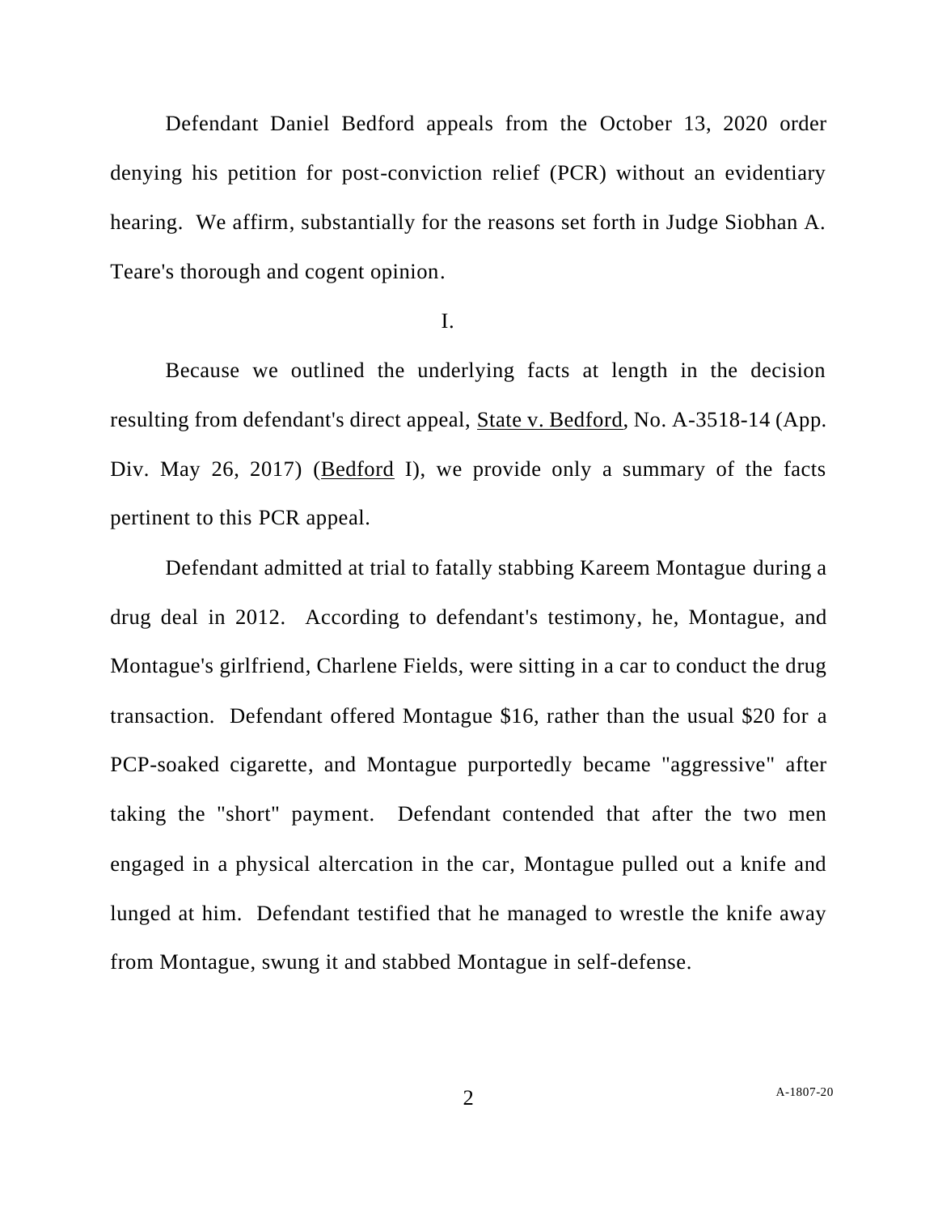Defendant Daniel Bedford appeals from the October 13, 2020 order denying his petition for post-conviction relief (PCR) without an evidentiary hearing. We affirm, substantially for the reasons set forth in Judge Siobhan A. Teare's thorough and cogent opinion.

I.

Because we outlined the underlying facts at length in the decision resulting from defendant's direct appeal, State v. Bedford, No. A-3518-14 (App. Div. May 26, 2017) (Bedford I), we provide only a summary of the facts pertinent to this PCR appeal.

Defendant admitted at trial to fatally stabbing Kareem Montague during a drug deal in 2012. According to defendant's testimony, he, Montague, and Montague's girlfriend, Charlene Fields, were sitting in a car to conduct the drug transaction. Defendant offered Montague $16, rather than the usual $20 for a PCP-soaked cigarette, and Montague purportedly became "aggressive" after taking the "short" payment. Defendant contended that after the two men engaged in a physical altercation in the car, Montague pulled out a knife and lunged at him. Defendant testified that he managed to wrestle the knife away from Montague, swung it and stabbed Montague in self-defense.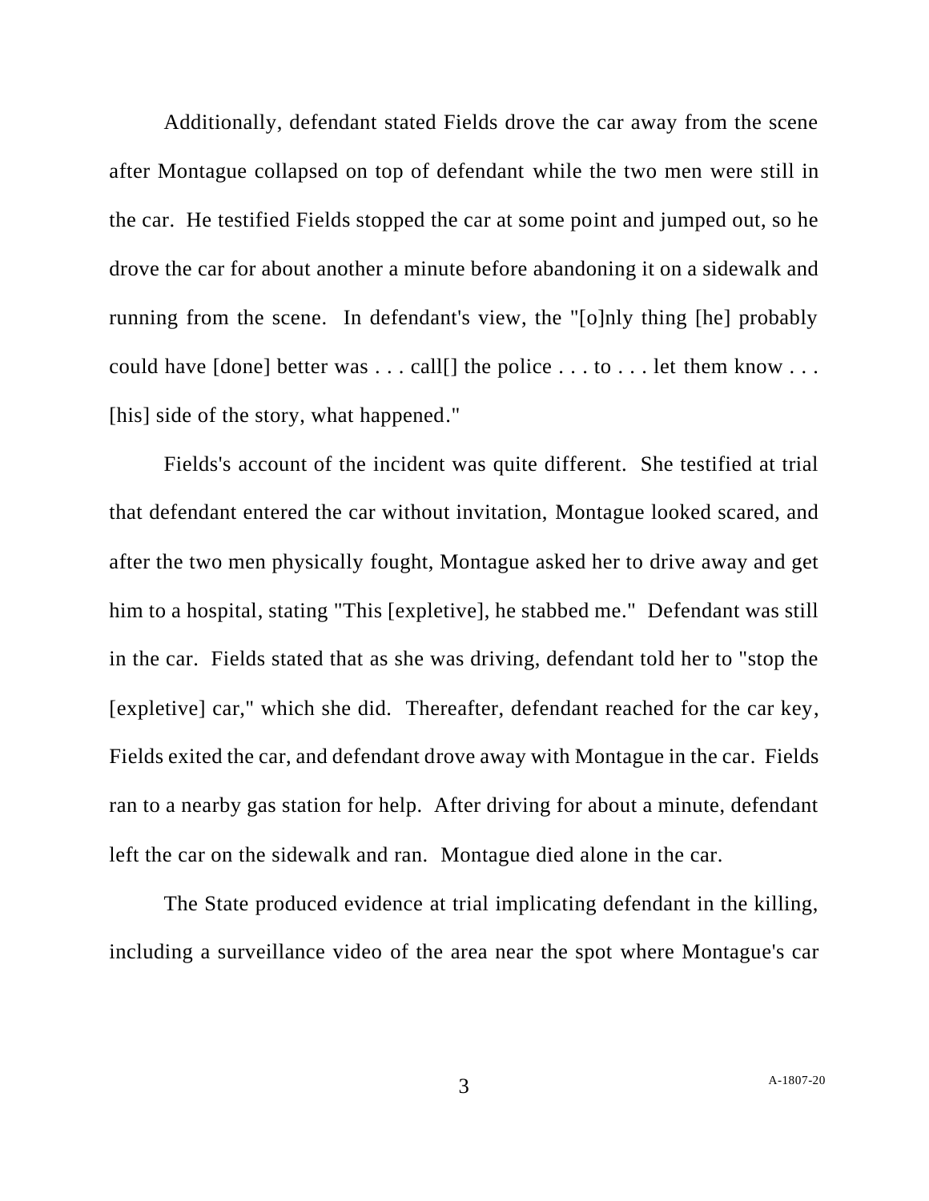Additionally, defendant stated Fields drove the car away from the scene after Montague collapsed on top of defendant while the two men were still in the car. He testified Fields stopped the car at some point and jumped out, so he drove the car for about another a minute before abandoning it on a sidewalk and running from the scene. In defendant's view, the "[o]nly thing [he] probably could have [done] better was . . . call[] the police . . . to . . . let them know . . . [his] side of the story, what happened."

Fields's account of the incident was quite different. She testified at trial that defendant entered the car without invitation, Montague looked scared, and after the two men physically fought, Montague asked her to drive away and get him to a hospital, stating "This [expletive], he stabbed me." Defendant was still in the car. Fields stated that as she was driving, defendant told her to "stop the [expletive] car," which she did. Thereafter, defendant reached for the car key, Fields exited the car, and defendant drove away with Montague in the car. Fields ran to a nearby gas station for help. After driving for about a minute, defendant left the car on the sidewalk and ran. Montague died alone in the car.

The State produced evidence at trial implicating defendant in the killing, including a surveillance video of the area near the spot where Montague's car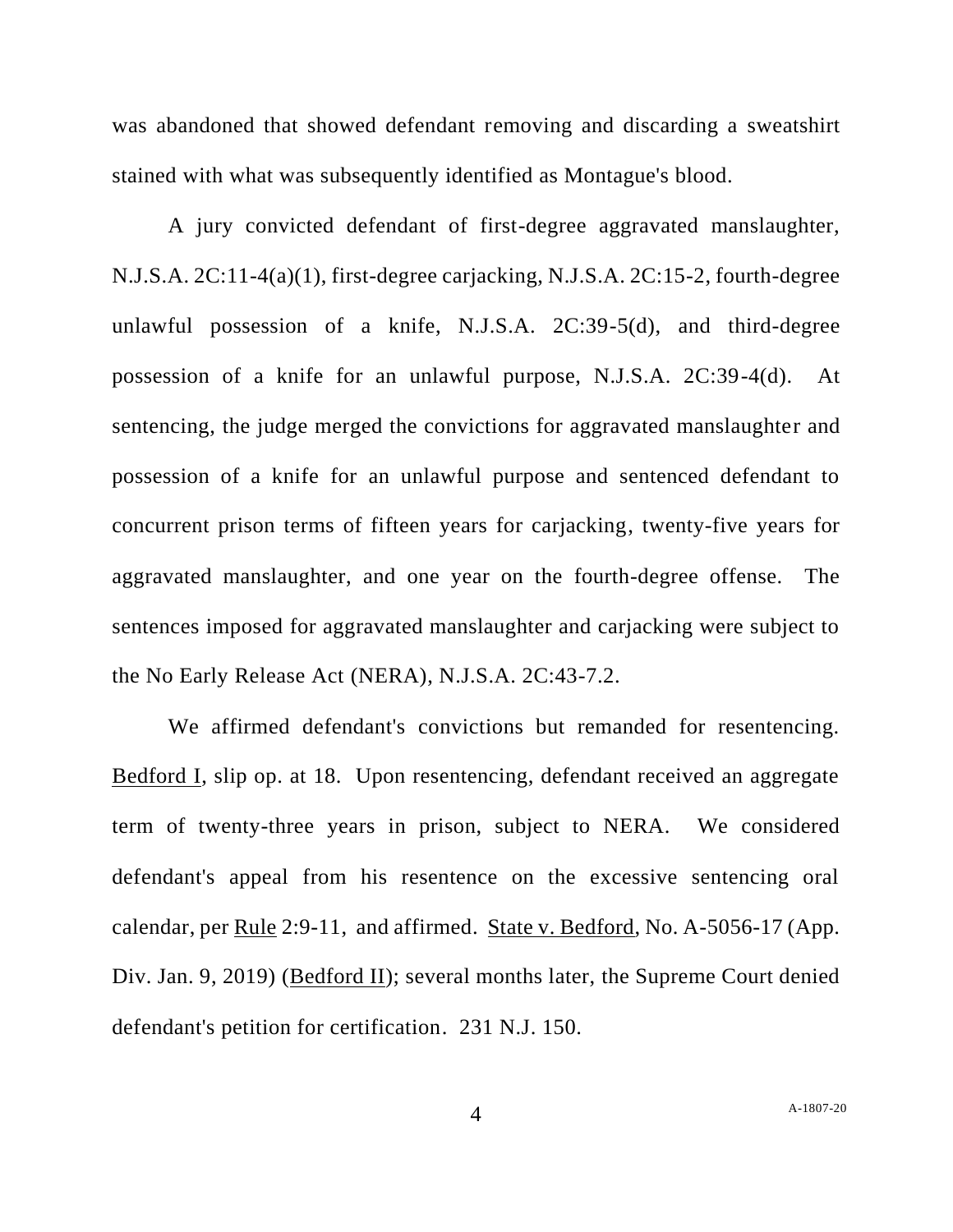was abandoned that showed defendant removing and discarding a sweatshirt stained with what was subsequently identified as Montague's blood.

A jury convicted defendant of first-degree aggravated manslaughter, N.J.S.A. 2C:11-4(a)(1), first-degree carjacking, N.J.S.A. 2C:15-2, fourth-degree unlawful possession of a knife, N.J.S.A. 2C:39-5(d), and third-degree possession of a knife for an unlawful purpose, N.J.S.A. 2C:39-4(d). At sentencing, the judge merged the convictions for aggravated manslaughter and possession of a knife for an unlawful purpose and sentenced defendant to concurrent prison terms of fifteen years for carjacking, twenty-five years for aggravated manslaughter, and one year on the fourth-degree offense. The sentences imposed for aggravated manslaughter and carjacking were subject to the No Early Release Act (NERA), N.J.S.A. 2C:43-7.2.

We affirmed defendant's convictions but remanded for resentencing. Bedford I, slip op. at 18. Upon resentencing, defendant received an aggregate term of twenty-three years in prison, subject to NERA. We considered defendant's appeal from his resentence on the excessive sentencing oral calendar, per Rule 2:9-11, and affirmed. State v. Bedford, No. A-5056-17 (App. Div. Jan. 9, 2019) (Bedford II); several months later, the Supreme Court denied defendant's petition for certification. 231 N.J. 150.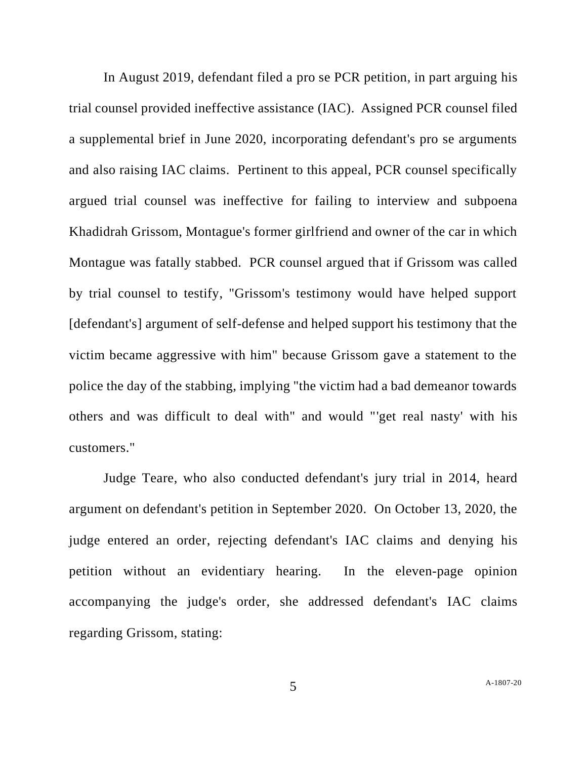In August 2019, defendant filed a pro se PCR petition, in part arguing his trial counsel provided ineffective assistance (IAC). Assigned PCR counsel filed a supplemental brief in June 2020, incorporating defendant's pro se arguments and also raising IAC claims. Pertinent to this appeal, PCR counsel specifically argued trial counsel was ineffective for failing to interview and subpoena Khadidrah Grissom, Montague's former girlfriend and owner of the car in which Montague was fatally stabbed. PCR counsel argued that if Grissom was called by trial counsel to testify, "Grissom's testimony would have helped support [defendant's] argument of self-defense and helped support his testimony that the victim became aggressive with him" because Grissom gave a statement to the police the day of the stabbing, implying "the victim had a bad demeanor towards others and was difficult to deal with" and would "'get real nasty' with his customers."

Judge Teare, who also conducted defendant's jury trial in 2014, heard argument on defendant's petition in September 2020. On October 13, 2020, the judge entered an order, rejecting defendant's IAC claims and denying his petition without an evidentiary hearing. In the eleven-page opinion accompanying the judge's order, she addressed defendant's IAC claims regarding Grissom, stating: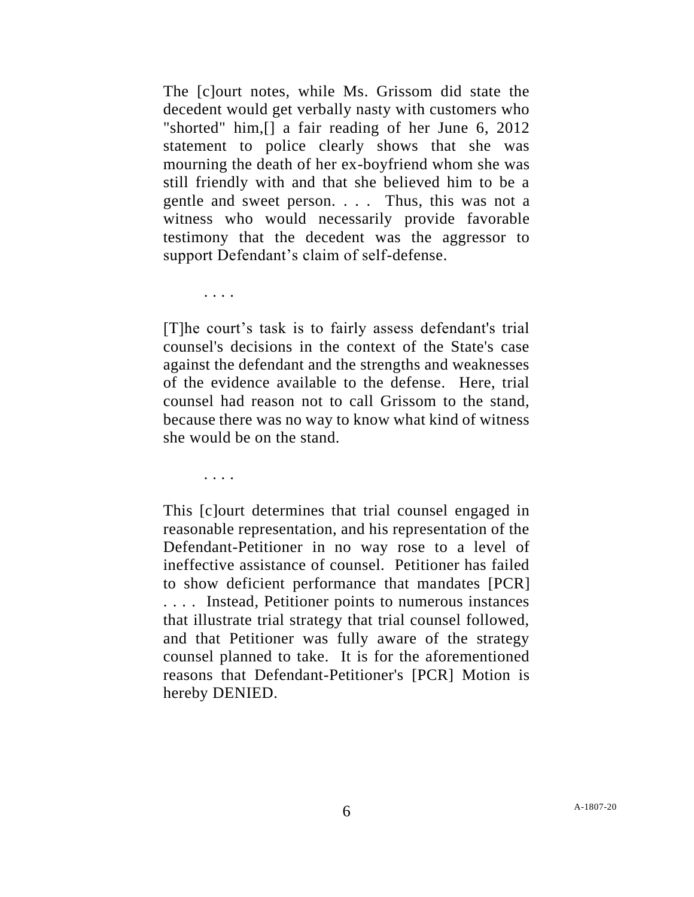> The [c]ourt notes, while Ms. Grissom did state the decedent would get verbally nasty with customers who "shorted" him,[] a fair reading of her June 6, 2012 statement to police clearly shows that she was mourning the death of her ex-boyfriend whom she was still friendly with and that she believed him to be a gentle and sweet person. . . . Thus, this was not a witness who would necessarily provide favorable testimony that the decedent was the aggressor to support Defendant's claim of self-defense.
>
> . . . .
>
> [T]he court's task is to fairly assess defendant's trial counsel's decisions in the context of the State's case against the defendant and the strengths and weaknesses of the evidence available to the defense. Here, trial counsel had reason not to call Grissom to the stand, because there was no way to know what kind of witness she would be on the stand.
>
> . . . .
>
> This [c]ourt determines that trial counsel engaged in reasonable representation, and his representation of the Defendant-Petitioner in no way rose to a level of ineffective assistance of counsel. Petitioner has failed to show deficient performance that mandates [PCR] . . . . Instead, Petitioner points to numerous instances that illustrate trial strategy that trial counsel followed, and that Petitioner was fully aware of the strategy counsel planned to take. It is for the aforementioned reasons that Defendant-Petitioner's [PCR] Motion is hereby DENIED.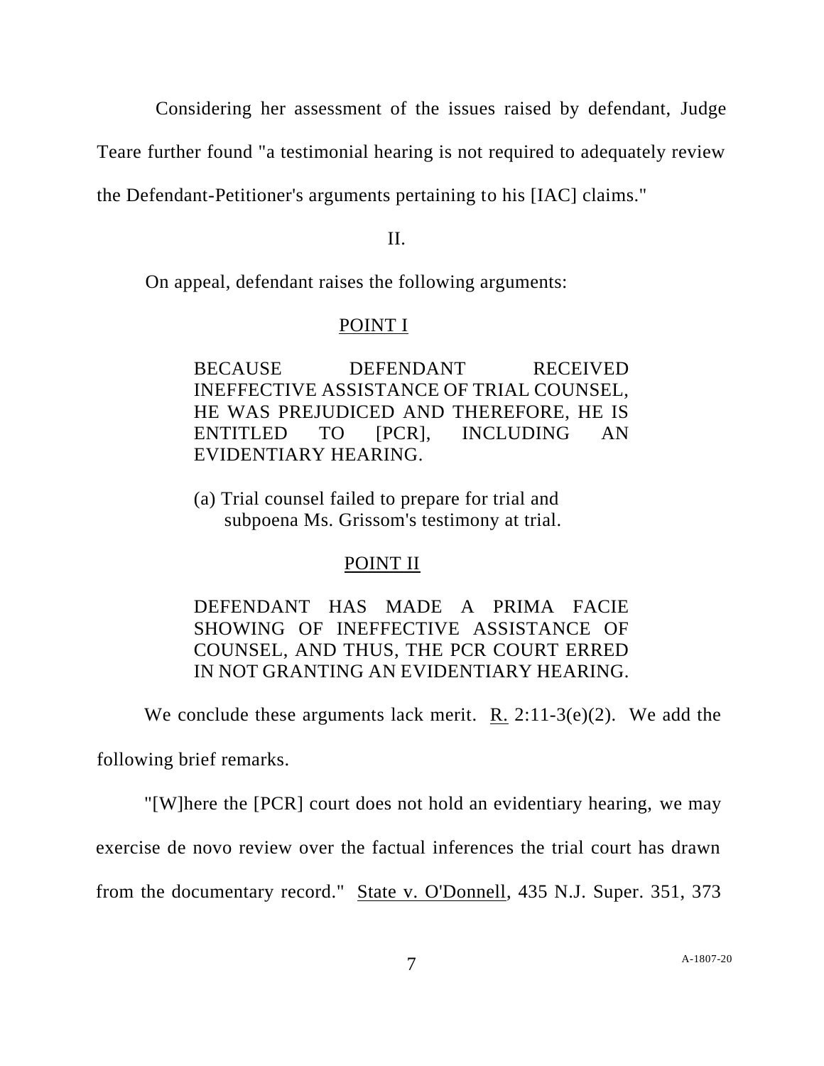Considering her assessment of the issues raised by defendant, Judge Teare further found "a testimonial hearing is not required to adequately review the Defendant-Petitioner's arguments pertaining to his [IAC] claims."

II.

On appeal, defendant raises the following arguments:

<u>POINT I</u>

BECAUSE DEFENDANT RECEIVED INEFFECTIVE ASSISTANCE OF TRIAL COUNSEL, HE WAS PREJUDICED AND THEREFORE, HE IS ENTITLED TO [PCR], INCLUDING AN EVIDENTIARY HEARING.

(a) Trial counsel failed to prepare for trial and subpoena Ms. Grissom's testimony at trial.

<u>POINT II</u>

DEFENDANT HAS MADE A PRIMA FACIE SHOWING OF INEFFECTIVE ASSISTANCE OF COUNSEL, AND THUS, THE PCR COURT ERRED IN NOT GRANTING AN EVIDENTIARY HEARING.

We conclude these arguments lack merit. <u>R.</u> 2:11-3(e)(2). We add the following brief remarks.

"[W]here the [PCR] court does not hold an evidentiary hearing, we may exercise de novo review over the factual inferences the trial court has drawn from the documentary record." <u>State v. O'Donnell</u>, 435 N.J. Super. 351, 373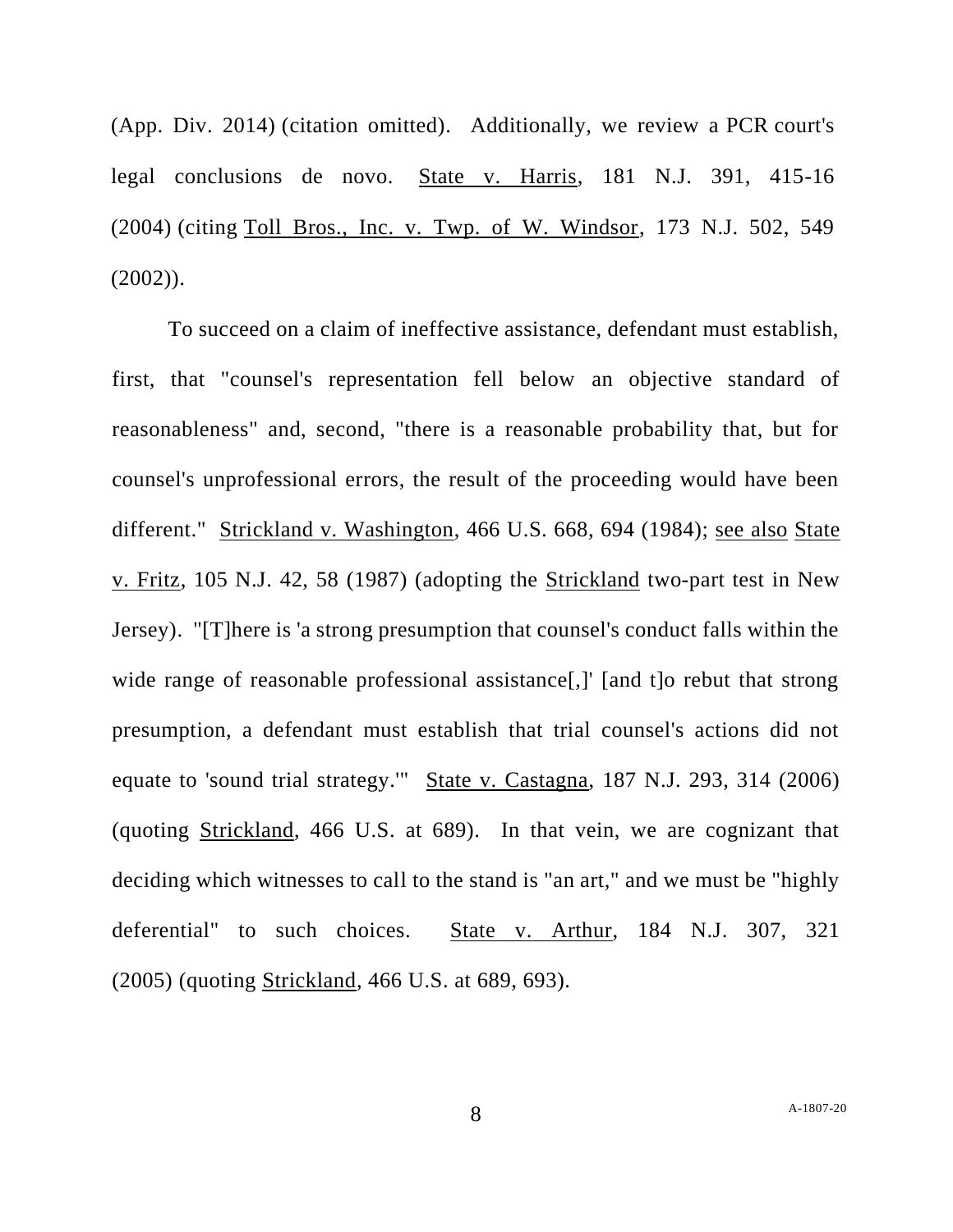(App. Div. 2014) (citation omitted). Additionally, we review a PCR court's legal conclusions de novo. State v. Harris, 181 N.J. 391, 415-16 (2004) (citing Toll Bros., Inc. v. Twp. of W. Windsor, 173 N.J. 502, 549 (2002)).

To succeed on a claim of ineffective assistance, defendant must establish, first, that "counsel's representation fell below an objective standard of reasonableness" and, second, "there is a reasonable probability that, but for counsel's unprofessional errors, the result of the proceeding would have been different." Strickland v. Washington, 466 U.S. 668, 694 (1984); see also State v. Fritz, 105 N.J. 42, 58 (1987) (adopting the Strickland two-part test in New Jersey). "[T]here is 'a strong presumption that counsel's conduct falls within the wide range of reasonable professional assistance[,]' [and t]o rebut that strong presumption, a defendant must establish that trial counsel's actions did not equate to 'sound trial strategy.'" State v. Castagna, 187 N.J. 293, 314 (2006) (quoting Strickland, 466 U.S. at 689). In that vein, we are cognizant that deciding which witnesses to call to the stand is "an art," and we must be "highly deferential" to such choices. State v. Arthur, 184 N.J. 307, 321 (2005) (quoting Strickland, 466 U.S. at 689, 693).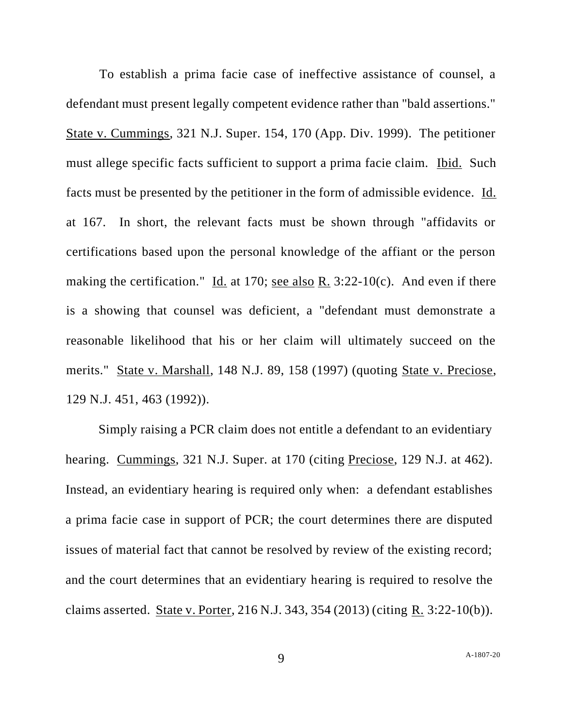To establish a prima facie case of ineffective assistance of counsel, a defendant must present legally competent evidence rather than "bald assertions." State v. Cummings, 321 N.J. Super. 154, 170 (App. Div. 1999). The petitioner must allege specific facts sufficient to support a prima facie claim. Ibid. Such facts must be presented by the petitioner in the form of admissible evidence. Id. at 167. In short, the relevant facts must be shown through "affidavits or certifications based upon the personal knowledge of the affiant or the person making the certification." Id. at 170; see also R. 3:22-10(c). And even if there is a showing that counsel was deficient, a "defendant must demonstrate a reasonable likelihood that his or her claim will ultimately succeed on the merits." State v. Marshall, 148 N.J. 89, 158 (1997) (quoting State v. Preciose, 129 N.J. 451, 463 (1992)).

Simply raising a PCR claim does not entitle a defendant to an evidentiary hearing. Cummings, 321 N.J. Super. at 170 (citing Preciose, 129 N.J. at 462). Instead, an evidentiary hearing is required only when: a defendant establishes a prima facie case in support of PCR; the court determines there are disputed issues of material fact that cannot be resolved by review of the existing record; and the court determines that an evidentiary hearing is required to resolve the claims asserted. State v. Porter, 216 N.J. 343, 354 (2013) (citing R. 3:22-10(b)).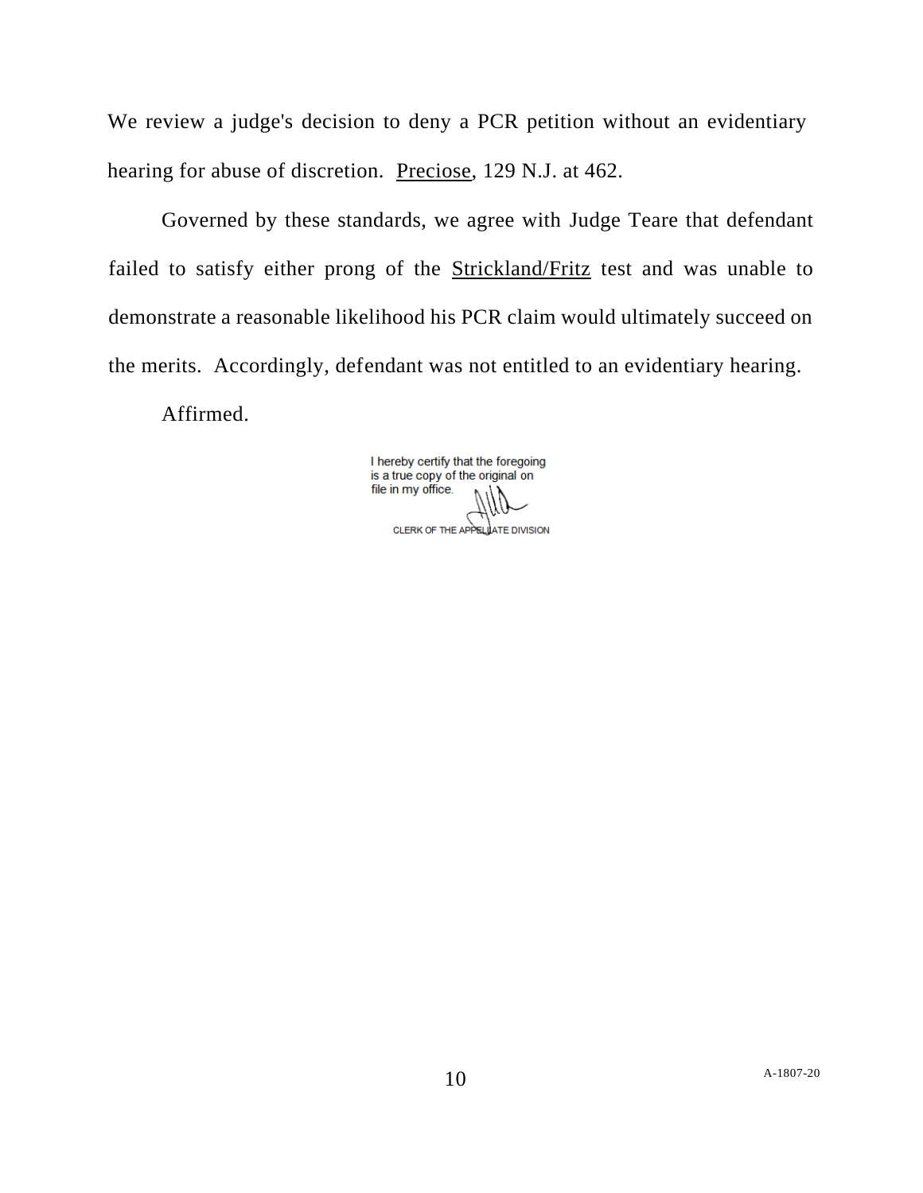We review a judge's decision to deny a PCR petition without an evidentiary hearing for abuse of discretion. Preciose, 129 N.J. at 462.

Governed by these standards, we agree with Judge Teare that defendant failed to satisfy either prong of the Strickland/Fritz test and was unable to demonstrate a reasonable likelihood his PCR claim would ultimately succeed on the merits. Accordingly, defendant was not entitled to an evidentiary hearing.

Affirmed.

I hereby certify that the foregoing is a true copy of the original on file in my office.

CLERK OF THE APPELLATE DIVISION